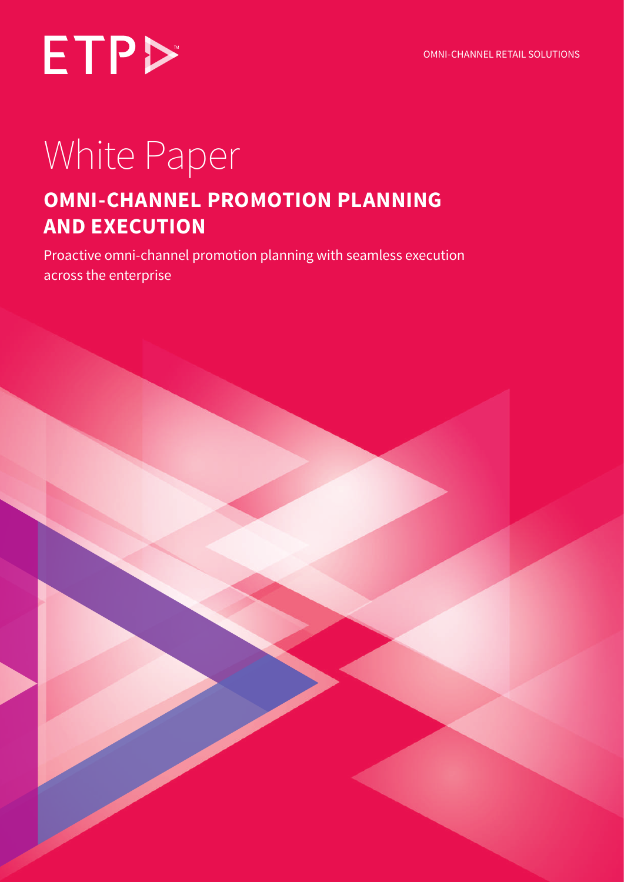ETP

OMNI-CHANNEL RETAIL SOLUTIONS

# White Paper

## OMNI-CHANNEL PROMOTION PLANNING AND EXECUTION

Proactive omni-channel promotion planning with seamless execution across the enterprise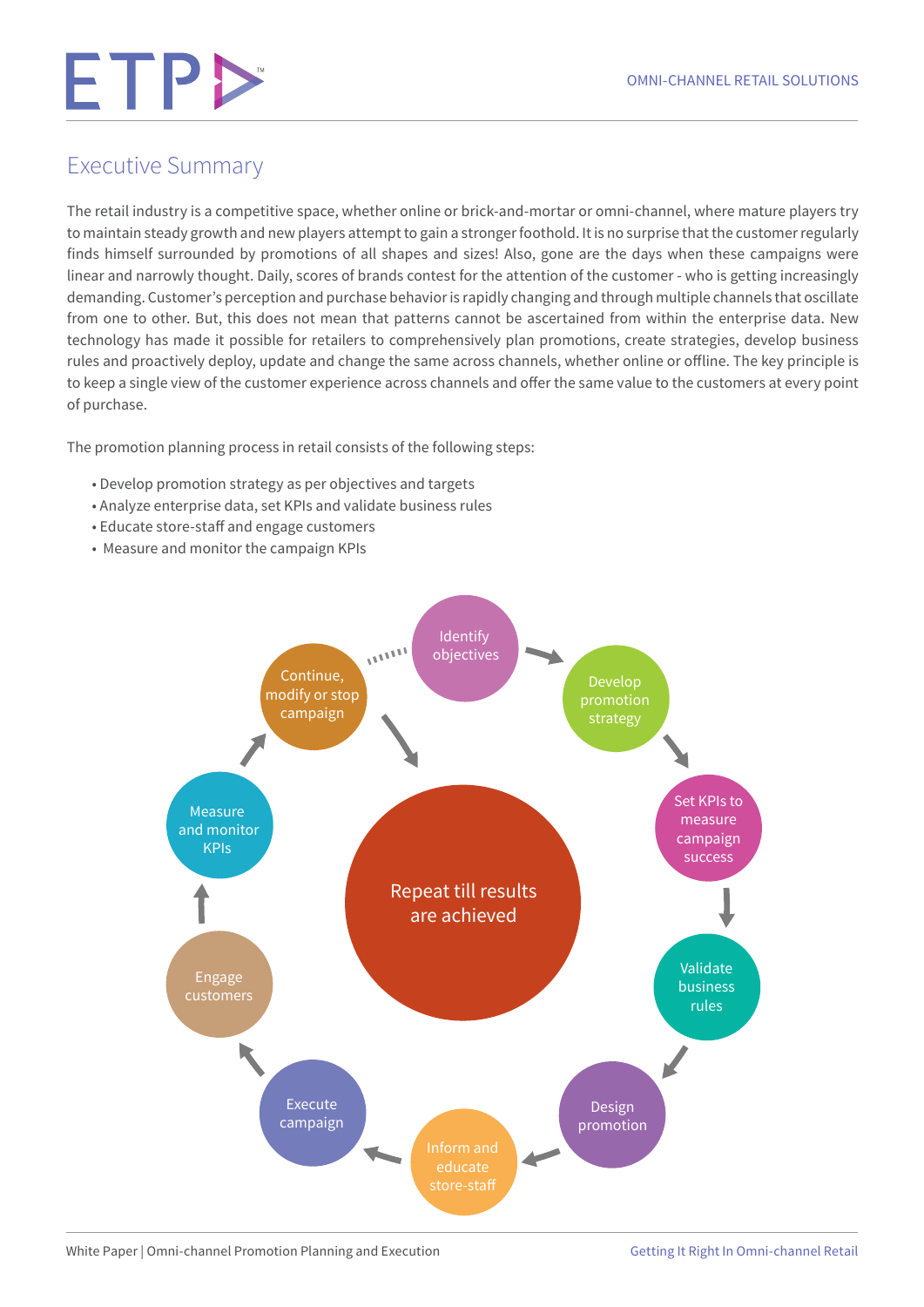## Executive Summary

The retail industry is a competitive space, whether online or brick-and-mortar or omni-channel, where mature players try to maintain steady growth and new players attempt to gain a stronger foothold. It is no surprise that the customer regularly finds himself surrounded by promotions of all shapes and sizes! Also, gone are the days when these campaigns were linear and narrowly thought. Daily, scores of brands contest for the attention of the customer - who is getting increasingly demanding. Customer's perception and purchase behavior is rapidly changing and through multiple channels that oscillate from one to other. But, this does not mean that patterns cannot be ascertained from within the enterprise data. New technology has made it possible for retailers to comprehensively plan promotions, create strategies, develop business rules and proactively deploy, update and change the same across channels, whether online or offline. The key principle is to keep a single view of the customer experience across channels and offer the same value to the customers at every point of purchase.

The promotion planning process in retail consists of the following steps:

- Develop promotion strategy as per objectives and targets
- Analyze enterprise data, set KPIs and validate business rules
- Educate store-staff and engage customers
- Measure and monitor the campaign KPIs

Identify objectives → Develop promotion strategy → Set KPIs to measure campaign success → Validate business rules → Design promotion → Inform and educate store-staff → Execute campaign → Engage customers → Measure and monitor KPIs → Continue, modify or stop campaign

Repeat till results are achieved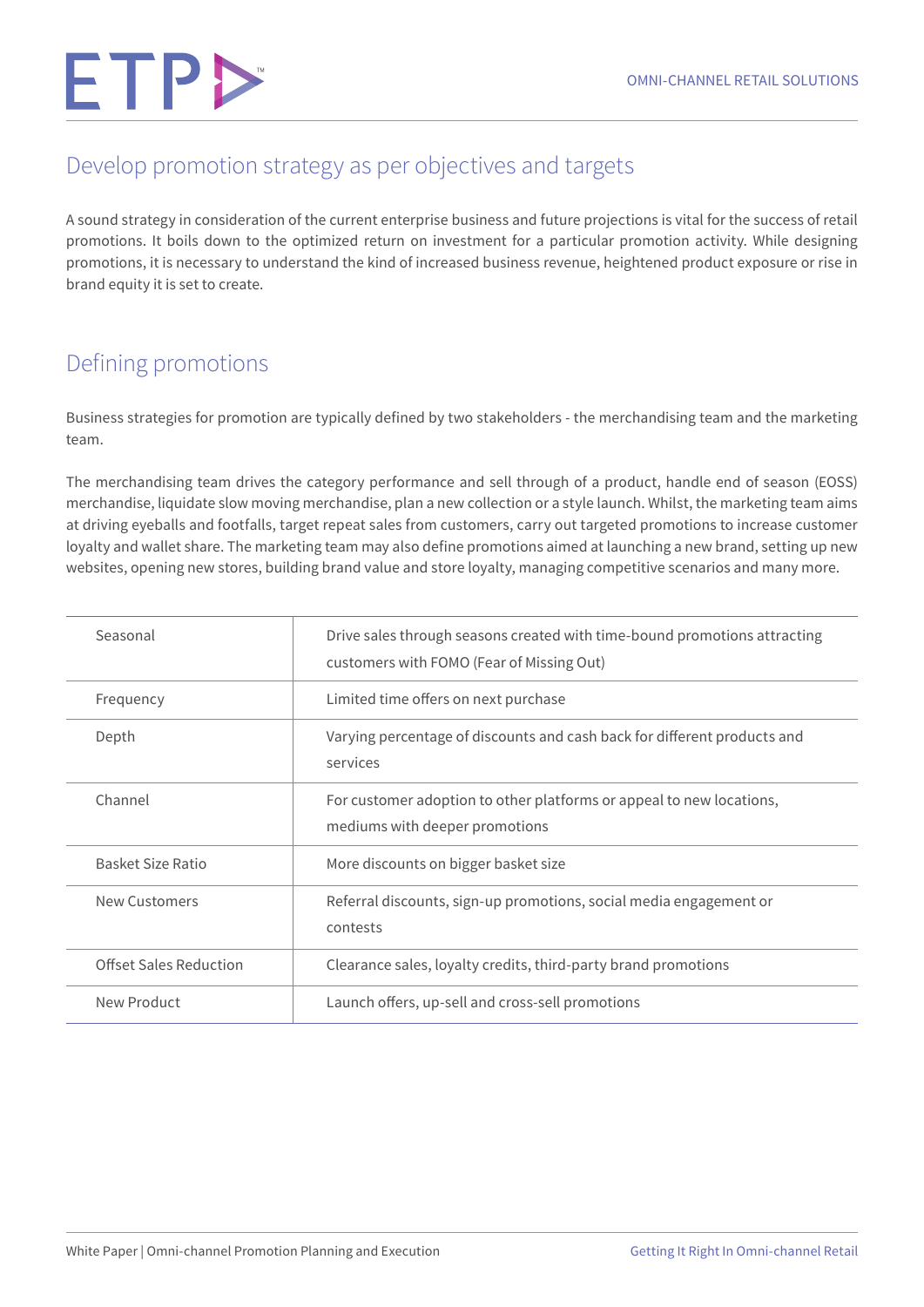## Develop promotion strategy as per objectives and targets

A sound strategy in consideration of the current enterprise business and future projections is vital for the success of retail promotions. It boils down to the optimized return on investment for a particular promotion activity. While designing promotions, it is necessary to understand the kind of increased business revenue, heightened product exposure or rise in brand equity it is set to create.

## Defining promotions

Business strategies for promotion are typically defined by two stakeholders - the merchandising team and the marketing team.

The merchandising team drives the category performance and sell through of a product, handle end of season (EOSS) merchandise, liquidate slow moving merchandise, plan a new collection or a style launch. Whilst, the marketing team aims at driving eyeballs and footfalls, target repeat sales from customers, carry out targeted promotions to increase customer loyalty and wallet share. The marketing team may also define promotions aimed at launching a new brand, setting up new websites, opening new stores, building brand value and store loyalty, managing competitive scenarios and many more.

| | |
|---|---|
| Seasonal | Drive sales through seasons created with time-bound promotions attracting customers with FOMO (Fear of Missing Out) |
| Frequency | Limited time offers on next purchase |
| Depth | Varying percentage of discounts and cash back for different products and services |
| Channel | For customer adoption to other platforms or appeal to new locations, mediums with deeper promotions |
| Basket Size Ratio | More discounts on bigger basket size |
| New Customers | Referral discounts, sign-up promotions, social media engagement or contests |
| Offset Sales Reduction | Clearance sales, loyalty credits, third-party brand promotions |
| New Product | Launch offers, up-sell and cross-sell promotions |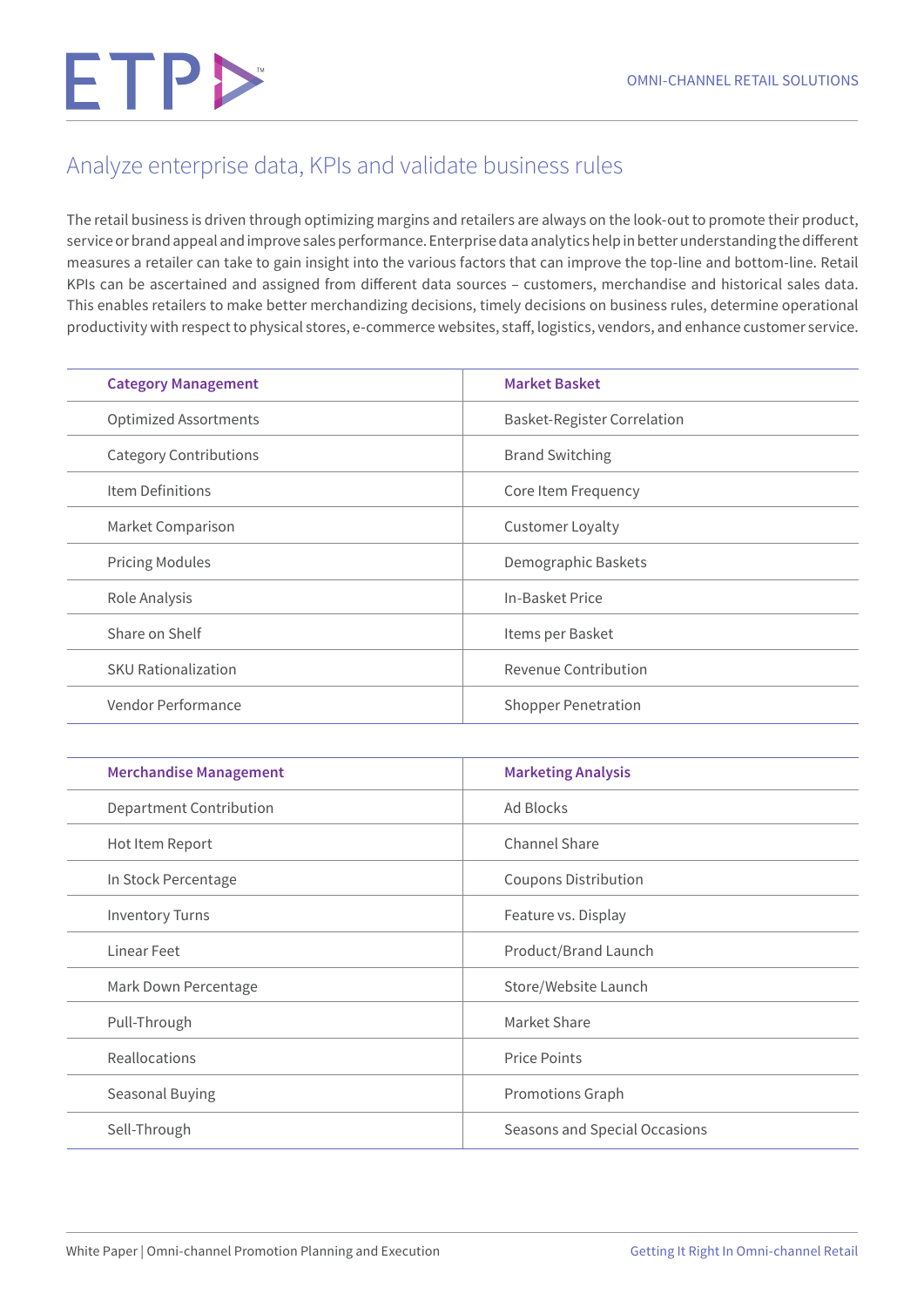## Analyze enterprise data, KPIs and validate business rules

The retail business is driven through optimizing margins and retailers are always on the look-out to promote their product, service or brand appeal and improve sales performance. Enterprise data analytics help in better understanding the different measures a retailer can take to gain insight into the various factors that can improve the top-line and bottom-line. Retail KPIs can be ascertained and assigned from different data sources – customers, merchandise and historical sales data. This enables retailers to make better merchandizing decisions, timely decisions on business rules, determine operational productivity with respect to physical stores, e-commerce websites, staff, logistics, vendors, and enhance customer service.

| Category Management | Market Basket |
|---|---|
| Optimized Assortments | Basket-Register Correlation |
| Category Contributions | Brand Switching |
| Item Definitions | Core Item Frequency |
| Market Comparison | Customer Loyalty |
| Pricing Modules | Demographic Baskets |
| Role Analysis | In-Basket Price |
| Share on Shelf | Items per Basket |
| SKU Rationalization | Revenue Contribution |
| Vendor Performance | Shopper Penetration |

| Merchandise Management | Marketing Analysis |
|---|---|
| Department Contribution | Ad Blocks |
| Hot Item Report | Channel Share |
| In Stock Percentage | Coupons Distribution |
| Inventory Turns | Feature vs. Display |
| Linear Feet | Product/Brand Launch |
| Mark Down Percentage | Store/Website Launch |
| Pull-Through | Market Share |
| Reallocations | Price Points |
| Seasonal Buying | Promotions Graph |
| Sell-Through | Seasons and Special Occasions |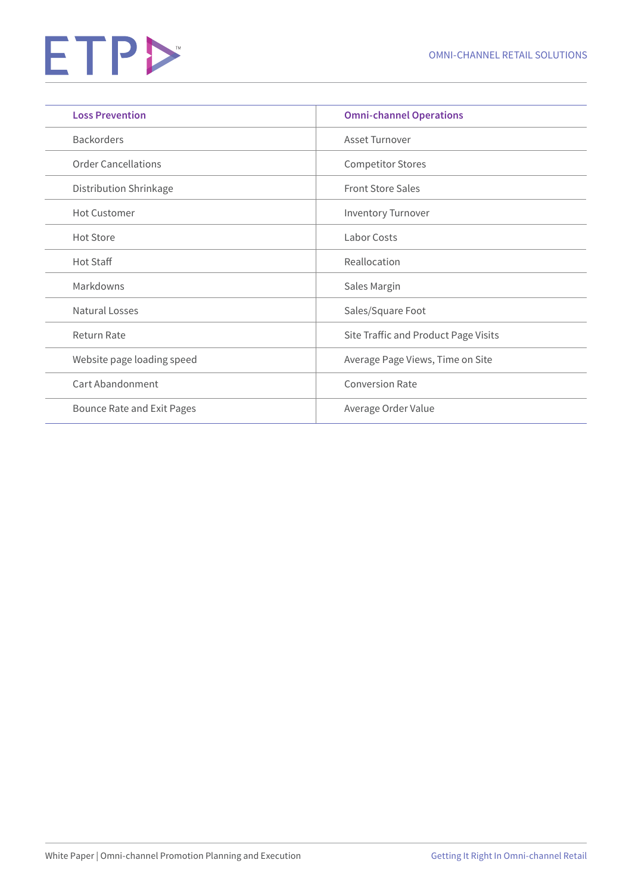| Loss Prevention | Omni-channel Operations |
|---|---|
| Backorders | Asset Turnover |
| Order Cancellations | Competitor Stores |
| Distribution Shrinkage | Front Store Sales |
| Hot Customer | Inventory Turnover |
| Hot Store | Labor Costs |
| Hot Staff | Reallocation |
| Markdowns | Sales Margin |
| Natural Losses | Sales/Square Foot |
| Return Rate | Site Traffic and Product Page Visits |
| Website page loading speed | Average Page Views, Time on Site |
| Cart Abandonment | Conversion Rate |
| Bounce Rate and Exit Pages | Average Order Value |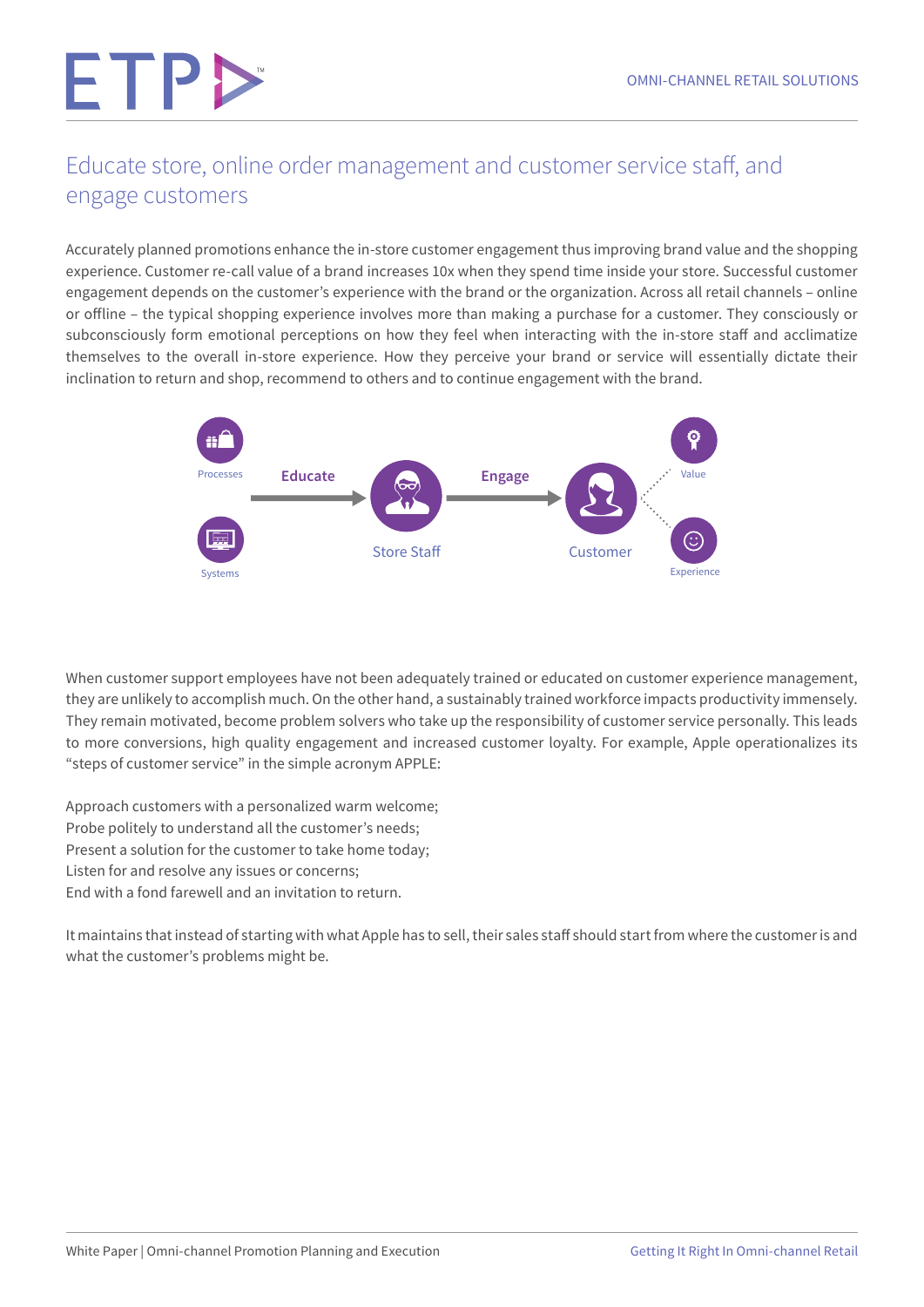# Educate store, online order management and customer service staff, and engage customers

Accurately planned promotions enhance the in-store customer engagement thus improving brand value and the shopping experience. Customer re-call value of a brand increases 10x when they spend time inside your store. Successful customer engagement depends on the customer's experience with the brand or the organization. Across all retail channels – online or offline – the typical shopping experience involves more than making a purchase for a customer. They consciously or subconsciously form emotional perceptions on how they feel when interacting with the in-store staff and acclimatize themselves to the overall in-store experience. How they perceive your brand or service will essentially dictate their inclination to return and shop, recommend to others and to continue engagement with the brand.

Processes
Systems
Educate
Store Staff
Engage
Customer
Value
Experience

When customer support employees have not been adequately trained or educated on customer experience management, they are unlikely to accomplish much. On the other hand, a sustainably trained workforce impacts productivity immensely. They remain motivated, become problem solvers who take up the responsibility of customer service personally. This leads to more conversions, high quality engagement and increased customer loyalty. For example, Apple operationalizes its "steps of customer service" in the simple acronym APPLE:

Approach customers with a personalized warm welcome;
Probe politely to understand all the customer's needs;
Present a solution for the customer to take home today;
Listen for and resolve any issues or concerns;
End with a fond farewell and an invitation to return.

It maintains that instead of starting with what Apple has to sell, their sales staff should start from where the customer is and what the customer's problems might be.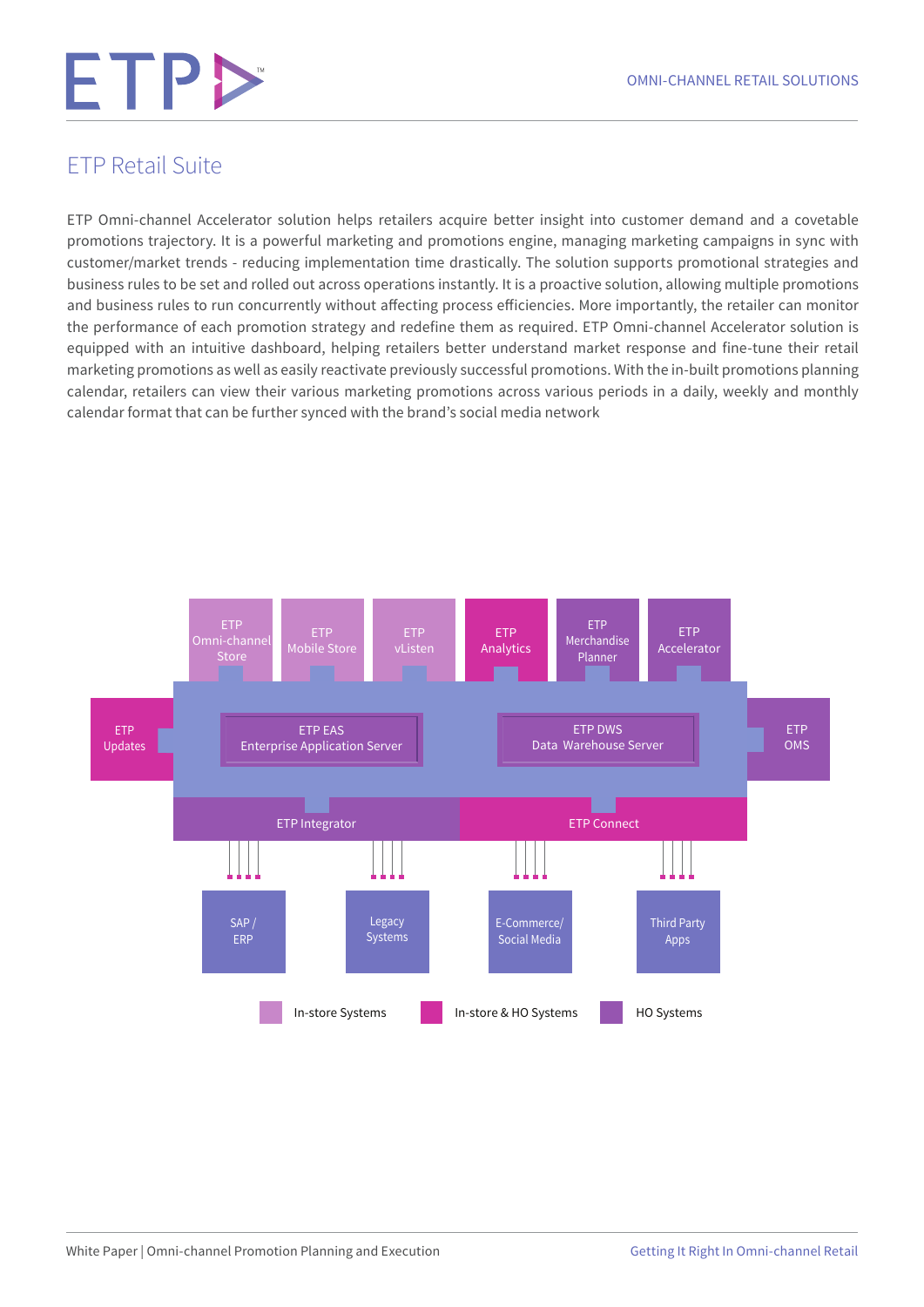# ETP Retail Suite

ETP Omni-channel Accelerator solution helps retailers acquire better insight into customer demand and a covetable promotions trajectory. It is a powerful marketing and promotions engine, managing marketing campaigns in sync with customer/market trends - reducing implementation time drastically. The solution supports promotional strategies and business rules to be set and rolled out across operations instantly. It is a proactive solution, allowing multiple promotions and business rules to run concurrently without affecting process efficiencies. More importantly, the retailer can monitor the performance of each promotion strategy and redefine them as required. ETP Omni-channel Accelerator solution is equipped with an intuitive dashboard, helping retailers better understand market response and fine-tune their retail marketing promotions as well as easily reactivate previously successful promotions. With the in-built promotions planning calendar, retailers can view their various marketing promotions across various periods in a daily, weekly and monthly calendar format that can be further synced with the brand's social media network

ETP Omni-channel Store | ETP Mobile Store | ETP vListen | ETP Analytics | ETP Merchandise Planner | ETP Accelerator

ETP Updates | ETP EAS Enterprise Application Server | ETP DWS Data Warehouse Server | ETP OMS

ETP Integrator | ETP Connect

SAP / ERP | Legacy Systems | E-Commerce/ Social Media | Third Party Apps

In-store Systems | In-store & HO Systems | HO Systems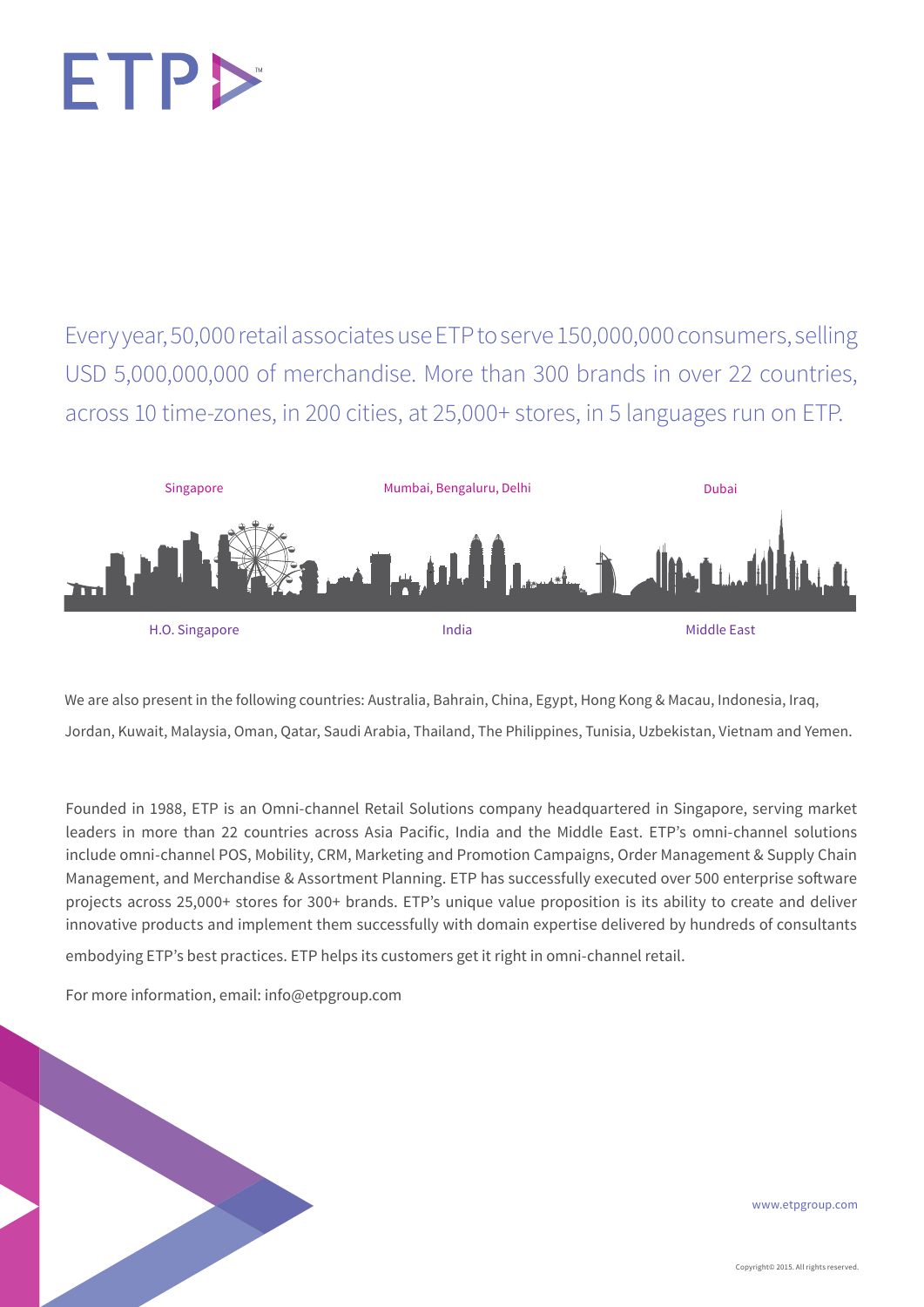ETP™

Every year, 50,000 retail associates use ETP to serve 150,000,000 consumers, selling USD 5,000,000,000 of merchandise. More than 300 brands in over 22 countries, across 10 time-zones, in 200 cities, at 25,000+ stores, in 5 languages run on ETP.

Singapore

Mumbai, Bengaluru, Delhi

Dubai

H.O. Singapore

India

Middle East

We are also present in the following countries: Australia, Bahrain, China, Egypt, Hong Kong & Macau, Indonesia, Iraq, Jordan, Kuwait, Malaysia, Oman, Qatar, Saudi Arabia, Thailand, The Philippines, Tunisia, Uzbekistan, Vietnam and Yemen.

Founded in 1988, ETP is an Omni-channel Retail Solutions company headquartered in Singapore, serving market leaders in more than 22 countries across Asia Pacific, India and the Middle East. ETP's omni-channel solutions include omni-channel POS, Mobility, CRM, Marketing and Promotion Campaigns, Order Management & Supply Chain Management, and Merchandise & Assortment Planning. ETP has successfully executed over 500 enterprise software projects across 25,000+ stores for 300+ brands. ETP's unique value proposition is its ability to create and deliver innovative products and implement them successfully with domain expertise delivered by hundreds of consultants embodying ETP's best practices. ETP helps its customers get it right in omni-channel retail.

For more information, email: info@etpgroup.com

www.etpgroup.com

Copyright© 2015. All rights reserved.